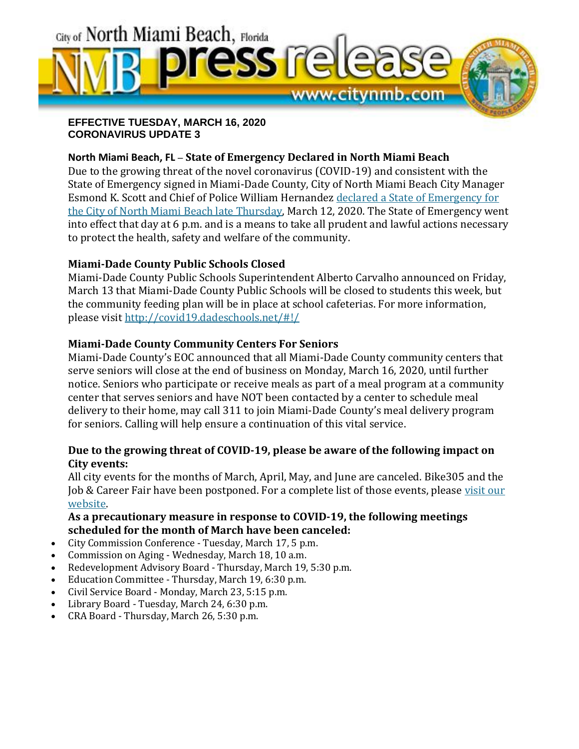City of North Miami Beach, Florida

# NMB press release

www.citynmb.com

**EFFECTIVE TUESDAY, MARCH 16, 2020**
**CORONAVIRUS UPDATE 3**

**North Miami Beach, FL – State of Emergency Declared in North Miami Beach**

Due to the growing threat of the novel coronavirus (COVID-19) and consistent with the State of Emergency signed in Miami-Dade County, City of North Miami Beach City Manager Esmond K. Scott and Chief of Police William Hernandez declared a State of Emergency for the City of North Miami Beach late Thursday, March 12, 2020. The State of Emergency went into effect that day at 6 p.m. and is a means to take all prudent and lawful actions necessary to protect the health, safety and welfare of the community.

**Miami-Dade County Public Schools Closed**

Miami-Dade County Public Schools Superintendent Alberto Carvalho announced on Friday, March 13 that Miami-Dade County Public Schools will be closed to students this week, but the community feeding plan will be in place at school cafeterias. For more information, please visit http://covid19.dadeschools.net/#!/

**Miami-Dade County Community Centers For Seniors**

Miami-Dade County's EOC announced that all Miami-Dade County community centers that serve seniors will close at the end of business on Monday, March 16, 2020, until further notice. Seniors who participate or receive meals as part of a meal program at a community center that serves seniors and have NOT been contacted by a center to schedule meal delivery to their home, may call 311 to join Miami-Dade County's meal delivery program for seniors. Calling will help ensure a continuation of this vital service.

**Due to the growing threat of COVID-19, please be aware of the following impact on City events:**

All city events for the months of March, April, May, and June are canceled. Bike305 and the Job & Career Fair have been postponed. For a complete list of those events, please visit our website.

**As a precautionary measure in response to COVID-19, the following meetings scheduled for the month of March have been canceled:**

- City Commission Conference - Tuesday, March 17, 5 p.m.
- Commission on Aging - Wednesday, March 18, 10 a.m.
- Redevelopment Advisory Board - Thursday, March 19, 5:30 p.m.
- Education Committee - Thursday, March 19, 6:30 p.m.
- Civil Service Board - Monday, March 23, 5:15 p.m.
- Library Board - Tuesday, March 24, 6:30 p.m.
- CRA Board - Thursday, March 26, 5:30 p.m.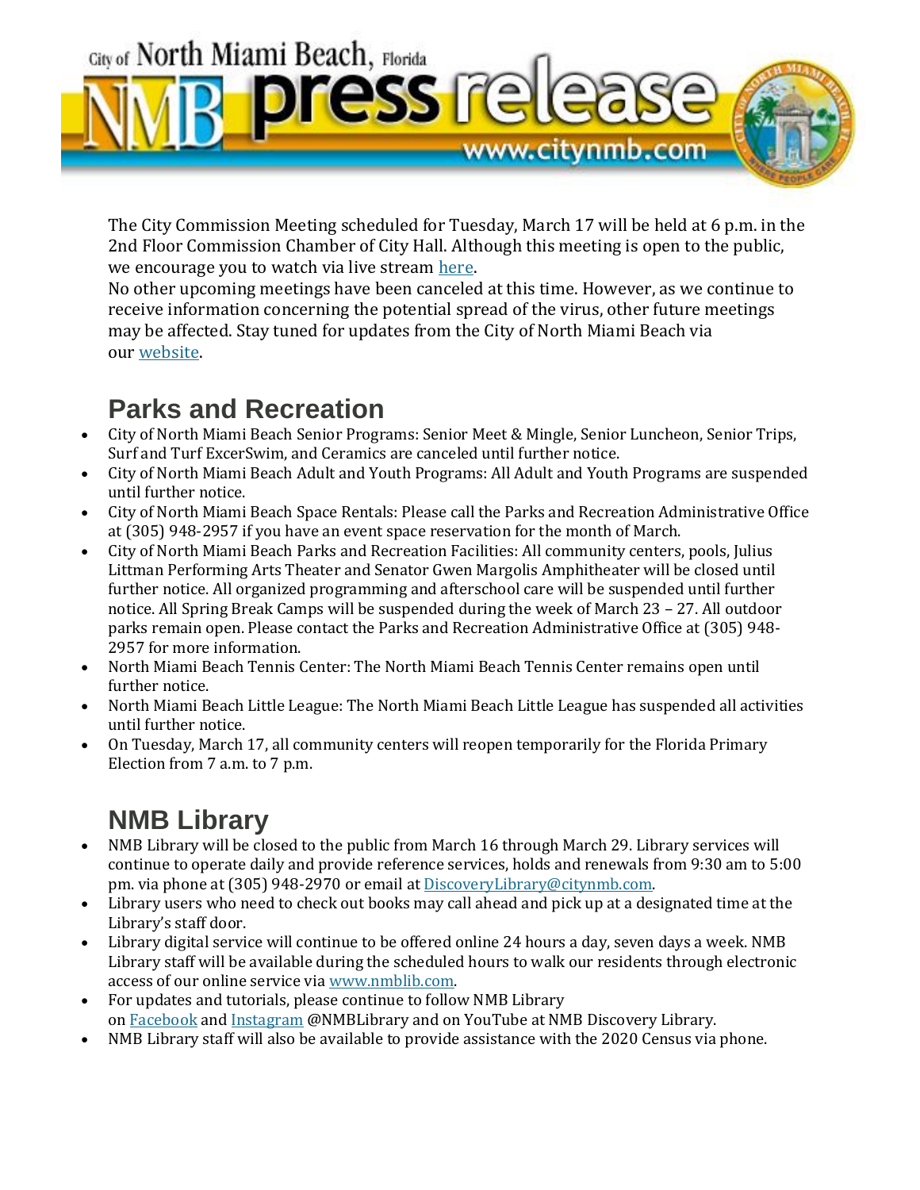The City Commission Meeting scheduled for Tuesday, March 17 will be held at 6 p.m. in the 2nd Floor Commission Chamber of City Hall. Although this meeting is open to the public, we encourage you to watch via live stream here.

No other upcoming meetings have been canceled at this time. However, as we continue to receive information concerning the potential spread of the virus, other future meetings may be affected. Stay tuned for updates from the City of North Miami Beach via our website.

## Parks and Recreation

- City of North Miami Beach Senior Programs: Senior Meet & Mingle, Senior Luncheon, Senior Trips, Surf and Turf ExcerSwim, and Ceramics are canceled until further notice.
- City of North Miami Beach Adult and Youth Programs: All Adult and Youth Programs are suspended until further notice.
- City of North Miami Beach Space Rentals: Please call the Parks and Recreation Administrative Office at (305) 948-2957 if you have an event space reservation for the month of March.
- City of North Miami Beach Parks and Recreation Facilities: All community centers, pools, Julius Littman Performing Arts Theater and Senator Gwen Margolis Amphitheater will be closed until further notice. All organized programming and afterschool care will be suspended until further notice. All Spring Break Camps will be suspended during the week of March 23 – 27. All outdoor parks remain open. Please contact the Parks and Recreation Administrative Office at (305) 948-2957 for more information.
- North Miami Beach Tennis Center: The North Miami Beach Tennis Center remains open until further notice.
- North Miami Beach Little League: The North Miami Beach Little League has suspended all activities until further notice.
- On Tuesday, March 17, all community centers will reopen temporarily for the Florida Primary Election from 7 a.m. to 7 p.m.

## NMB Library

- NMB Library will be closed to the public from March 16 through March 29. Library services will continue to operate daily and provide reference services, holds and renewals from 9:30 am to 5:00 pm. via phone at (305) 948-2970 or email at DiscoveryLibrary@citynmb.com.
- Library users who need to check out books may call ahead and pick up at a designated time at the Library's staff door.
- Library digital service will continue to be offered online 24 hours a day, seven days a week. NMB Library staff will be available during the scheduled hours to walk our residents through electronic access of our online service via www.nmblib.com.
- For updates and tutorials, please continue to follow NMB Library on Facebook and Instagram @NMBLibrary and on YouTube at NMB Discovery Library.
- NMB Library staff will also be available to provide assistance with the 2020 Census via phone.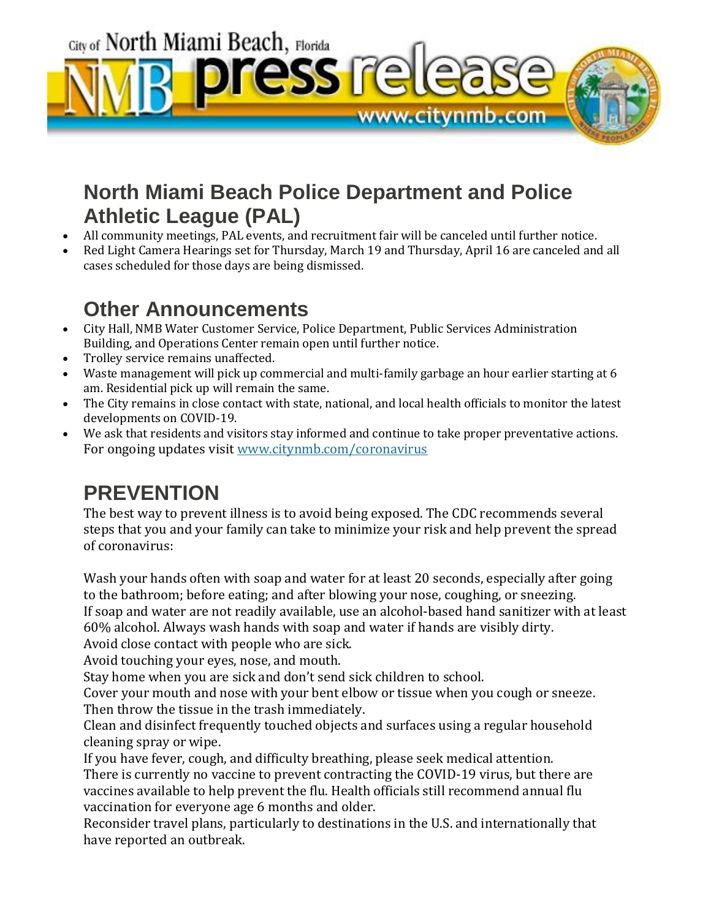## North Miami Beach Police Department and Police Athletic League (PAL)

- All community meetings, PAL events, and recruitment fair will be canceled until further notice.
- Red Light Camera Hearings set for Thursday, March 19 and Thursday, April 16 are canceled and all cases scheduled for those days are being dismissed.

## Other Announcements

- City Hall, NMB Water Customer Service, Police Department, Public Services Administration Building, and Operations Center remain open until further notice.
- Trolley service remains unaffected.
- Waste management will pick up commercial and multi-family garbage an hour earlier starting at 6 am. Residential pick up will remain the same.
- The City remains in close contact with state, national, and local health officials to monitor the latest developments on COVID-19.
- We ask that residents and visitors stay informed and continue to take proper preventative actions. For ongoing updates visit [www.citynmb.com/coronavirus](http://www.citynmb.com/coronavirus)

## PREVENTION

The best way to prevent illness is to avoid being exposed. The CDC recommends several steps that you and your family can take to minimize your risk and help prevent the spread of coronavirus:

Wash your hands often with soap and water for at least 20 seconds, especially after going to the bathroom; before eating; and after blowing your nose, coughing, or sneezing.
If soap and water are not readily available, use an alcohol-based hand sanitizer with at least 60% alcohol. Always wash hands with soap and water if hands are visibly dirty.
Avoid close contact with people who are sick.
Avoid touching your eyes, nose, and mouth.
Stay home when you are sick and don't send sick children to school.
Cover your mouth and nose with your bent elbow or tissue when you cough or sneeze. Then throw the tissue in the trash immediately.
Clean and disinfect frequently touched objects and surfaces using a regular household cleaning spray or wipe.
If you have fever, cough, and difficulty breathing, please seek medical attention.
There is currently no vaccine to prevent contracting the COVID-19 virus, but there are vaccines available to help prevent the flu. Health officials still recommend annual flu vaccination for everyone age 6 months and older.
Reconsider travel plans, particularly to destinations in the U.S. and internationally that have reported an outbreak.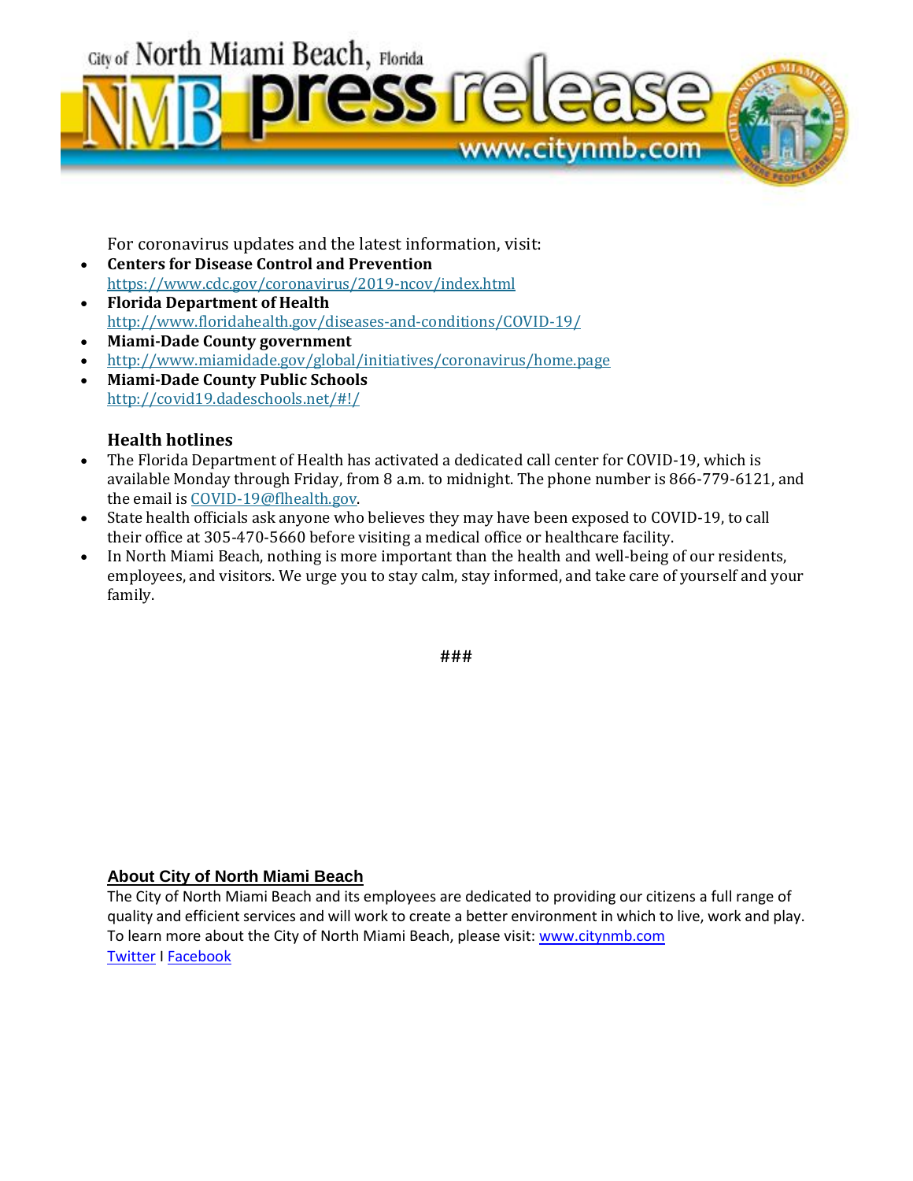For coronavirus updates and the latest information, visit:

- **Centers for Disease Control and Prevention**
  https://www.cdc.gov/coronavirus/2019-ncov/index.html
- **Florida Department of Health**
  http://www.floridahealth.gov/diseases-and-conditions/COVID-19/
- **Miami-Dade County government**
- http://www.miamidade.gov/global/initiatives/coronavirus/home.page
- **Miami-Dade County Public Schools**
  http://covid19.dadeschools.net/#!/

### Health hotlines

- The Florida Department of Health has activated a dedicated call center for COVID-19, which is available Monday through Friday, from 8 a.m. to midnight. The phone number is 866-779-6121, and the email is COVID-19@flhealth.gov.
- State health officials ask anyone who believes they may have been exposed to COVID-19, to call their office at 305-470-5660 before visiting a medical office or healthcare facility.
- In North Miami Beach, nothing is more important than the health and well-being of our residents, employees, and visitors. We urge you to stay calm, stay informed, and take care of yourself and your family.

###

**About City of North Miami Beach**

The City of North Miami Beach and its employees are dedicated to providing our citizens a full range of quality and efficient services and will work to create a better environment in which to live, work and play. To learn more about the City of North Miami Beach, please visit: www.citynmb.com
Twitter I Facebook